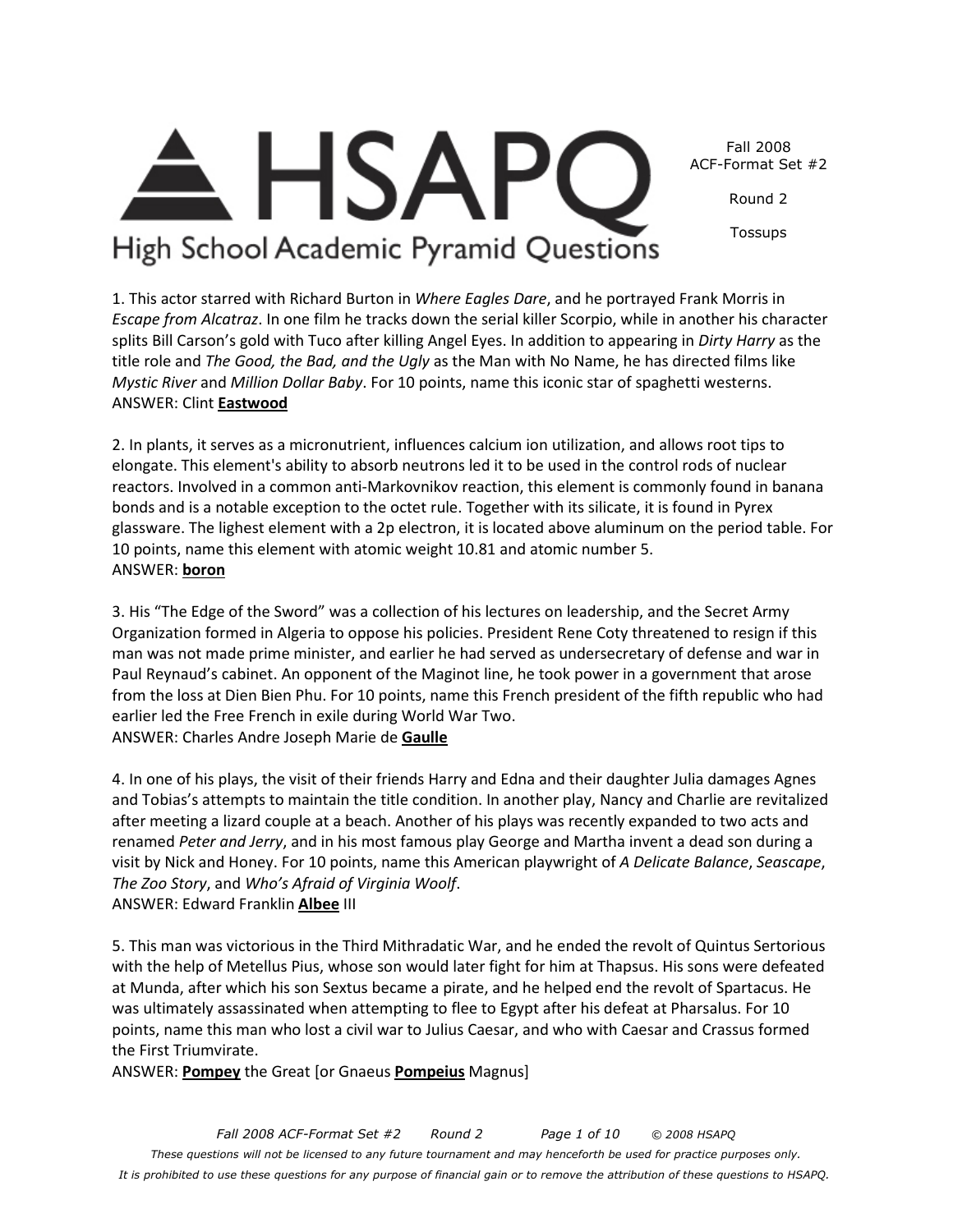# HSAPQ

## High School Academic Pyramid Questions

Fall 2008
ACF-Format Set #2

Round 2

Tossups

1. This actor starred with Richard Burton in *Where Eagles Dare*, and he portrayed Frank Morris in *Escape from Alcatraz*. In one film he tracks down the serial killer Scorpio, while in another his character splits Bill Carson's gold with Tuco after killing Angel Eyes. In addition to appearing in *Dirty Harry* as the title role and *The Good, the Bad, and the Ugly* as the Man with No Name, he has directed films like *Mystic River* and *Million Dollar Baby*. For 10 points, name this iconic star of spaghetti westerns.
ANSWER: Clint **Eastwood**

2. In plants, it serves as a micronutrient, influences calcium ion utilization, and allows root tips to elongate. This element's ability to absorb neutrons led it to be used in the control rods of nuclear reactors. Involved in a common anti-Markovnikov reaction, this element is commonly found in banana bonds and is a notable exception to the octet rule. Together with its silicate, it is found in Pyrex glassware. The lighest element with a 2p electron, it is located above aluminum on the period table. For 10 points, name this element with atomic weight 10.81 and atomic number 5.
ANSWER: **boron**

3. His "The Edge of the Sword" was a collection of his lectures on leadership, and the Secret Army Organization formed in Algeria to oppose his policies. President Rene Coty threatened to resign if this man was not made prime minister, and earlier he had served as undersecretary of defense and war in Paul Reynaud's cabinet. An opponent of the Maginot line, he took power in a government that arose from the loss at Dien Bien Phu. For 10 points, name this French president of the fifth republic who had earlier led the Free French in exile during World War Two.
ANSWER: Charles Andre Joseph Marie de **Gaulle**

4. In one of his plays, the visit of their friends Harry and Edna and their daughter Julia damages Agnes and Tobias's attempts to maintain the title condition. In another play, Nancy and Charlie are revitalized after meeting a lizard couple at a beach. Another of his plays was recently expanded to two acts and renamed *Peter and Jerry*, and in his most famous play George and Martha invent a dead son during a visit by Nick and Honey. For 10 points, name this American playwright of *A Delicate Balance*, *Seascape*, *The Zoo Story*, and *Who's Afraid of Virginia Woolf*.
ANSWER: Edward Franklin **Albee** III

5. This man was victorious in the Third Mithradatic War, and he ended the revolt of Quintus Sertorious with the help of Metellus Pius, whose son would later fight for him at Thapsus. His sons were defeated at Munda, after which his son Sextus became a pirate, and he helped end the revolt of Spartacus. He was ultimately assassinated when attempting to flee to Egypt after his defeat at Pharsalus. For 10 points, name this man who lost a civil war to Julius Caesar, and who with Caesar and Crassus formed the First Triumvirate.
ANSWER: **Pompey** the Great [or Gnaeus **Pompeius** Magnus]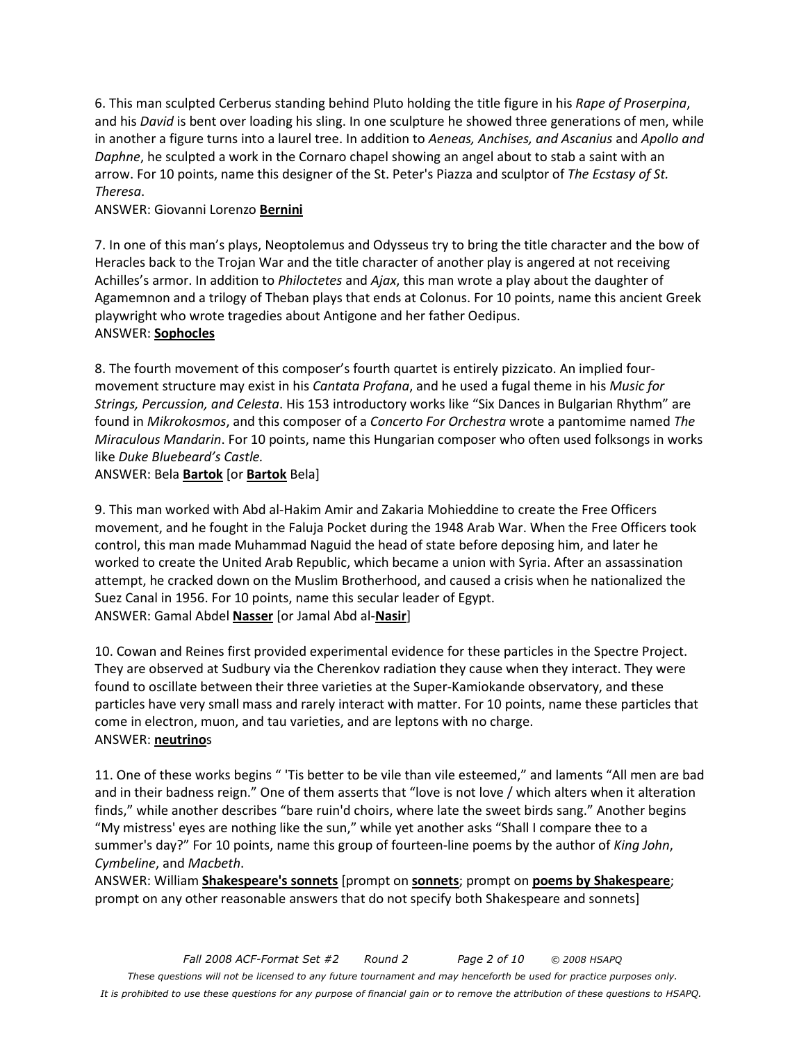6. This man sculpted Cerberus standing behind Pluto holding the title figure in his *Rape of Proserpina*, and his *David* is bent over loading his sling. In one sculpture he showed three generations of men, while in another a figure turns into a laurel tree. In addition to *Aeneas, Anchises, and Ascanius* and *Apollo and Daphne*, he sculpted a work in the Cornaro chapel showing an angel about to stab a saint with an arrow. For 10 points, name this designer of the St. Peter's Piazza and sculptor of *The Ecstasy of St. Theresa*.
ANSWER: Giovanni Lorenzo **Bernini**

7. In one of this man's plays, Neoptolemus and Odysseus try to bring the title character and the bow of Heracles back to the Trojan War and the title character of another play is angered at not receiving Achilles's armor. In addition to *Philoctetes* and *Ajax*, this man wrote a play about the daughter of Agamemnon and a trilogy of Theban plays that ends at Colonus. For 10 points, name this ancient Greek playwright who wrote tragedies about Antigone and her father Oedipus.
ANSWER: **Sophocles**

8. The fourth movement of this composer's fourth quartet is entirely pizzicato. An implied four-movement structure may exist in his *Cantata Profana*, and he used a fugal theme in his *Music for Strings, Percussion, and Celesta*. His 153 introductory works like "Six Dances in Bulgarian Rhythm" are found in *Mikrokosmos*, and this composer of a *Concerto For Orchestra* wrote a pantomime named *The Miraculous Mandarin*. For 10 points, name this Hungarian composer who often used folksongs in works like *Duke Bluebeard's Castle.*
ANSWER: Bela **Bartok** [or **Bartok** Bela]

9. This man worked with Abd al-Hakim Amir and Zakaria Mohieddine to create the Free Officers movement, and he fought in the Faluja Pocket during the 1948 Arab War. When the Free Officers took control, this man made Muhammad Naguid the head of state before deposing him, and later he worked to create the United Arab Republic, which became a union with Syria. After an assassination attempt, he cracked down on the Muslim Brotherhood, and caused a crisis when he nationalized the Suez Canal in 1956. For 10 points, name this secular leader of Egypt.
ANSWER: Gamal Abdel **Nasser** [or Jamal Abd al-**Nasir**]

10. Cowan and Reines first provided experimental evidence for these particles in the Spectre Project. They are observed at Sudbury via the Cherenkov radiation they cause when they interact. They were found to oscillate between their three varieties at the Super-Kamiokande observatory, and these particles have very small mass and rarely interact with matter. For 10 points, name these particles that come in electron, muon, and tau varieties, and are leptons with no charge.
ANSWER: **neutrino**s

11. One of these works begins " 'Tis better to be vile than vile esteemed," and laments "All men are bad and in their badness reign." One of them asserts that "love is not love / which alters when it alteration finds," while another describes "bare ruin'd choirs, where late the sweet birds sang." Another begins "My mistress' eyes are nothing like the sun," while yet another asks "Shall I compare thee to a summer's day?" For 10 points, name this group of fourteen-line poems by the author of *King John*, *Cymbeline*, and *Macbeth*.
ANSWER: William **Shakespeare's sonnets** [prompt on **sonnets**; prompt on **poems by Shakespeare**; prompt on any other reasonable answers that do not specify both Shakespeare and sonnets]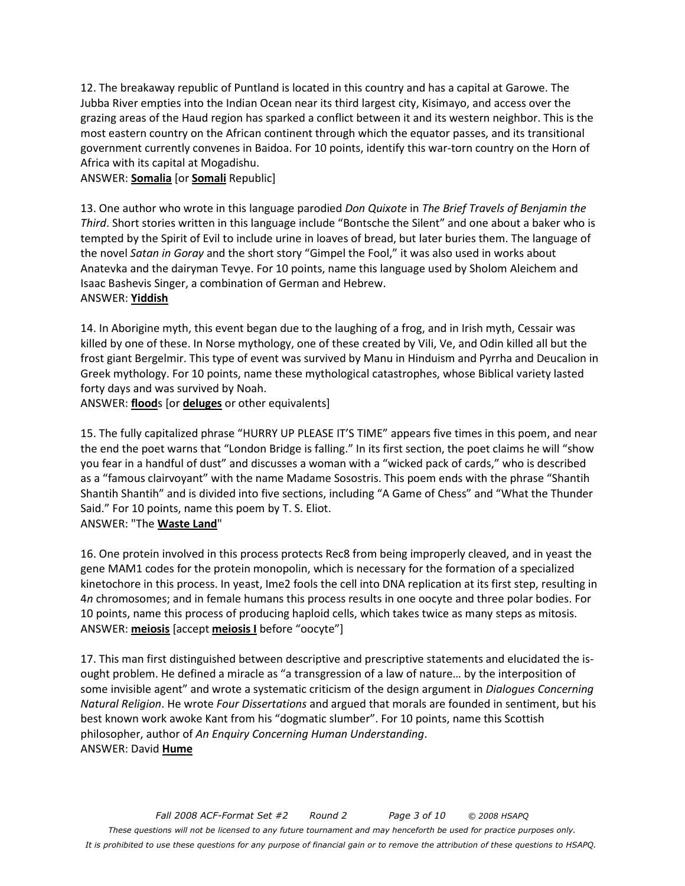12. The breakaway republic of Puntland is located in this country and has a capital at Garowe. The Jubba River empties into the Indian Ocean near its third largest city, Kisimayo, and access over the grazing areas of the Haud region has sparked a conflict between it and its western neighbor. This is the most eastern country on the African continent through which the equator passes, and its transitional government currently convenes in Baidoa. For 10 points, identify this war-torn country on the Horn of Africa with its capital at Mogadishu.
ANSWER: **Somalia** [or **Somali** Republic]

13. One author who wrote in this language parodied *Don Quixote* in *The Brief Travels of Benjamin the Third*. Short stories written in this language include "Bontsche the Silent" and one about a baker who is tempted by the Spirit of Evil to include urine in loaves of bread, but later buries them. The language of the novel *Satan in Goray* and the short story "Gimpel the Fool," it was also used in works about Anatevka and the dairyman Tevye. For 10 points, name this language used by Sholom Aleichem and Isaac Bashevis Singer, a combination of German and Hebrew.
ANSWER: **Yiddish**

14. In Aborigine myth, this event began due to the laughing of a frog, and in Irish myth, Cessair was killed by one of these. In Norse mythology, one of these created by Vili, Ve, and Odin killed all but the frost giant Bergelmir. This type of event was survived by Manu in Hinduism and Pyrrha and Deucalion in Greek mythology. For 10 points, name these mythological catastrophes, whose Biblical variety lasted forty days and was survived by Noah.
ANSWER: **flood**s [or **deluges** or other equivalents]

15. The fully capitalized phrase "HURRY UP PLEASE IT'S TIME" appears five times in this poem, and near the end the poet warns that "London Bridge is falling." In its first section, the poet claims he will "show you fear in a handful of dust" and discusses a woman with a "wicked pack of cards," who is described as a "famous clairvoyant" with the name Madame Sosostris. This poem ends with the phrase "Shantih Shantih Shantih" and is divided into five sections, including "A Game of Chess" and "What the Thunder Said." For 10 points, name this poem by T. S. Eliot.
ANSWER: "The **Waste Land**"

16. One protein involved in this process protects Rec8 from being improperly cleaved, and in yeast the gene MAM1 codes for the protein monopolin, which is necessary for the formation of a specialized kinetochore in this process. In yeast, Ime2 fools the cell into DNA replication at its first step, resulting in 4*n* chromosomes; and in female humans this process results in one oocyte and three polar bodies. For 10 points, name this process of producing haploid cells, which takes twice as many steps as mitosis.
ANSWER: **meiosis** [accept **meiosis I** before "oocyte"]

17. This man first distinguished between descriptive and prescriptive statements and elucidated the is-ought problem. He defined a miracle as "a transgression of a law of nature… by the interposition of some invisible agent" and wrote a systematic criticism of the design argument in *Dialogues Concerning Natural Religion*. He wrote *Four Dissertations* and argued that morals are founded in sentiment, but his best known work awoke Kant from his "dogmatic slumber". For 10 points, name this Scottish philosopher, author of *An Enquiry Concerning Human Understanding*.
ANSWER: David **Hume**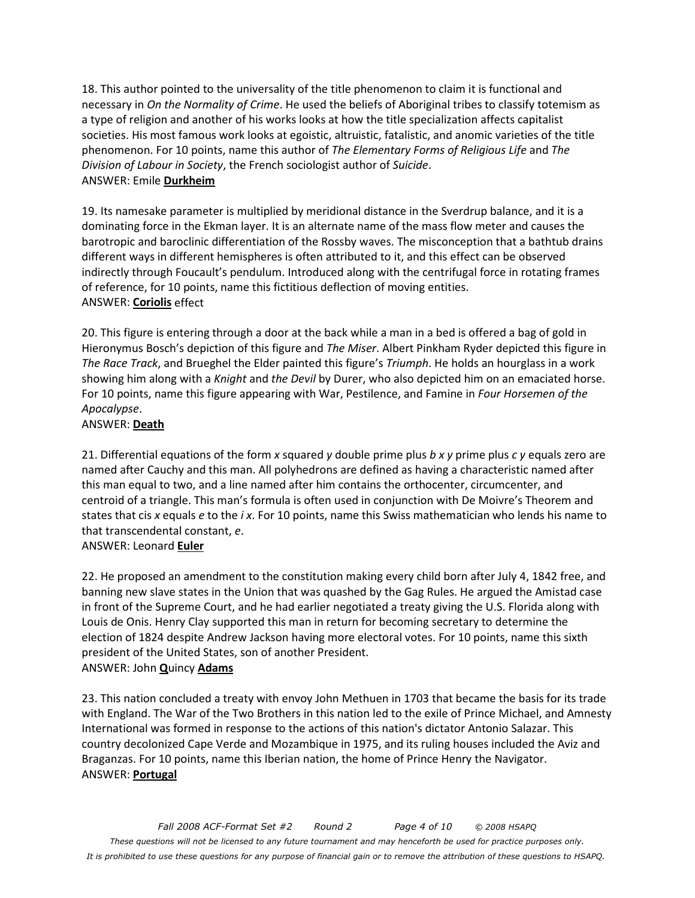18. This author pointed to the universality of the title phenomenon to claim it is functional and necessary in *On the Normality of Crime*. He used the beliefs of Aboriginal tribes to classify totemism as a type of religion and another of his works looks at how the title specialization affects capitalist societies. His most famous work looks at egoistic, altruistic, fatalistic, and anomic varieties of the title phenomenon. For 10 points, name this author of *The Elementary Forms of Religious Life* and *The Division of Labour in Society*, the French sociologist author of *Suicide*.
ANSWER: Emile **Durkheim**

19. Its namesake parameter is multiplied by meridional distance in the Sverdrup balance, and it is a dominating force in the Ekman layer. It is an alternate name of the mass flow meter and causes the barotropic and baroclinic differentiation of the Rossby waves. The misconception that a bathtub drains different ways in different hemispheres is often attributed to it, and this effect can be observed indirectly through Foucault's pendulum. Introduced along with the centrifugal force in rotating frames of reference, for 10 points, name this fictitious deflection of moving entities.
ANSWER: **Coriolis** effect

20. This figure is entering through a door at the back while a man in a bed is offered a bag of gold in Hieronymus Bosch's depiction of this figure and *The Miser*. Albert Pinkham Ryder depicted this figure in *The Race Track*, and Brueghel the Elder painted this figure's *Triumph*. He holds an hourglass in a work showing him along with a *Knight* and *the Devil* by Durer, who also depicted him on an emaciated horse. For 10 points, name this figure appearing with War, Pestilence, and Famine in *Four Horsemen of the Apocalypse*.
ANSWER: **Death**

21. Differential equations of the form *x* squared *y* double prime plus *b x y* prime plus *c y* equals zero are named after Cauchy and this man. All polyhedrons are defined as having a characteristic named after this man equal to two, and a line named after him contains the orthocenter, circumcenter, and centroid of a triangle. This man's formula is often used in conjunction with De Moivre's Theorem and states that cis *x* equals *e* to the *i x*. For 10 points, name this Swiss mathematician who lends his name to that transcendental constant, *e*.
ANSWER: Leonard **Euler**

22. He proposed an amendment to the constitution making every child born after July 4, 1842 free, and banning new slave states in the Union that was quashed by the Gag Rules. He argued the Amistad case in front of the Supreme Court, and he had earlier negotiated a treaty giving the U.S. Florida along with Louis de Onis. Henry Clay supported this man in return for becoming secretary to determine the election of 1824 despite Andrew Jackson having more electoral votes. For 10 points, name this sixth president of the United States, son of another President.
ANSWER: John **Q**uincy **Adams**

23. This nation concluded a treaty with envoy John Methuen in 1703 that became the basis for its trade with England. The War of the Two Brothers in this nation led to the exile of Prince Michael, and Amnesty International was formed in response to the actions of this nation's dictator Antonio Salazar. This country decolonized Cape Verde and Mozambique in 1975, and its ruling houses included the Aviz and Braganzas. For 10 points, name this Iberian nation, the home of Prince Henry the Navigator.
ANSWER: **Portugal**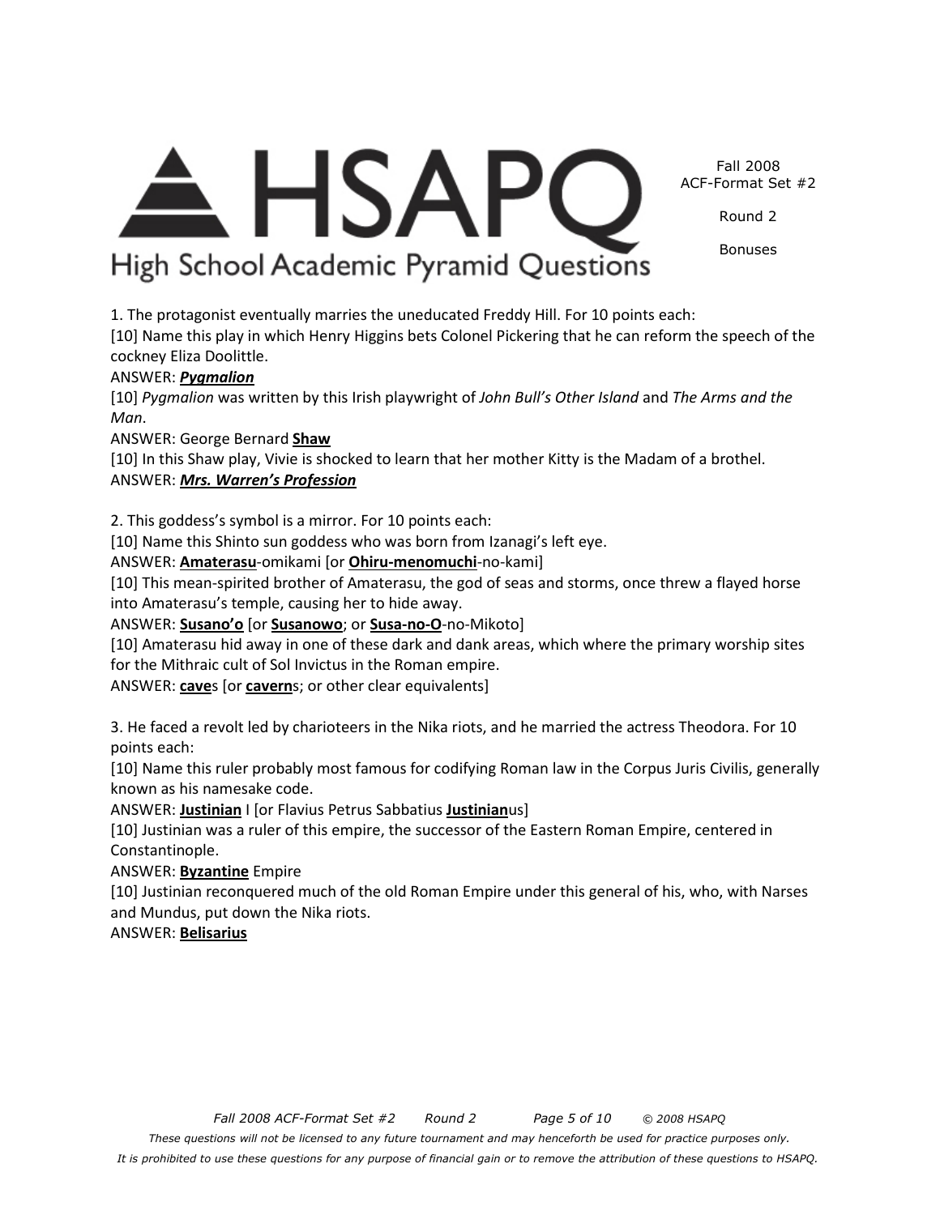Fall 2008
ACF-Format Set #2

Round 2

Bonuses

1. The protagonist eventually marries the uneducated Freddy Hill. For 10 points each:

[10] Name this play in which Henry Higgins bets Colonel Pickering that he can reform the speech of the cockney Eliza Doolittle.

ANSWER: ***Pygmalion***

[10] *Pygmalion* was written by this Irish playwright of *John Bull's Other Island* and *The Arms and the Man*.

ANSWER: George Bernard **Shaw**

[10] In this Shaw play, Vivie is shocked to learn that her mother Kitty is the Madam of a brothel.

ANSWER: ***Mrs. Warren's Profession***

2. This goddess's symbol is a mirror. For 10 points each:

[10] Name this Shinto sun goddess who was born from Izanagi's left eye.

ANSWER: **Amaterasu**-omikami [or **Ohiru-menomuchi**-no-kami]

[10] This mean-spirited brother of Amaterasu, the god of seas and storms, once threw a flayed horse into Amaterasu's temple, causing her to hide away.

ANSWER: **Susano'o** [or **Susanowo**; or **Susa-no-O**-no-Mikoto]

[10] Amaterasu hid away in one of these dark and dank areas, which where the primary worship sites for the Mithraic cult of Sol Invictus in the Roman empire.

ANSWER: **cave**s [or **cavern**s; or other clear equivalents]

3. He faced a revolt led by charioteers in the Nika riots, and he married the actress Theodora. For 10 points each:

[10] Name this ruler probably most famous for codifying Roman law in the Corpus Juris Civilis, generally known as his namesake code.

ANSWER: **Justinian** I [or Flavius Petrus Sabbatius **Justinian**us]

[10] Justinian was a ruler of this empire, the successor of the Eastern Roman Empire, centered in Constantinople.

ANSWER: **Byzantine** Empire

[10] Justinian reconquered much of the old Roman Empire under this general of his, who, with Narses and Mundus, put down the Nika riots.

ANSWER: **Belisarius**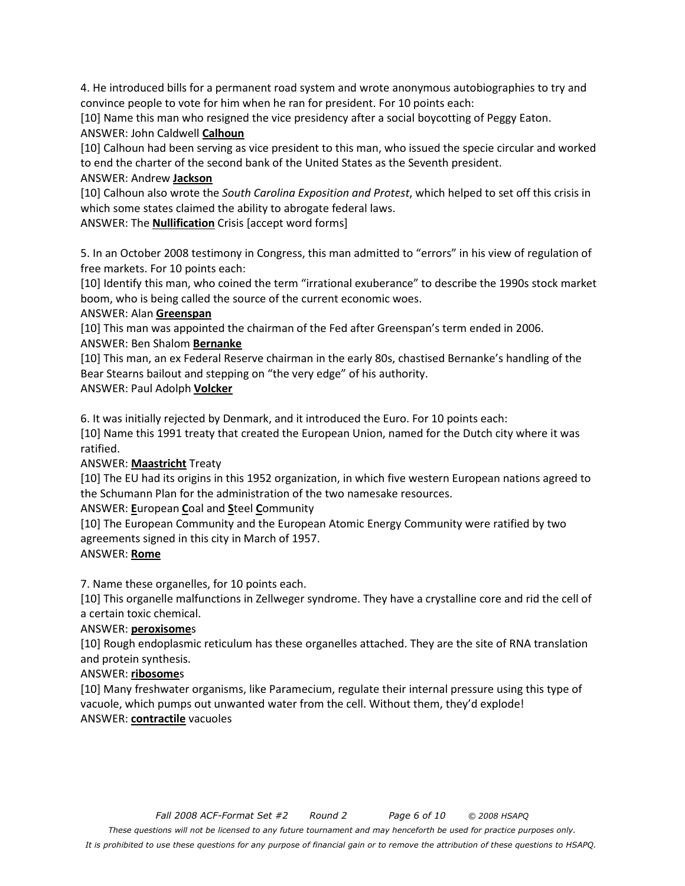4. He introduced bills for a permanent road system and wrote anonymous autobiographies to try and convince people to vote for him when he ran for president. For 10 points each:

[10] Name this man who resigned the vice presidency after a social boycotting of Peggy Eaton.

ANSWER: John Caldwell **Calhoun**

[10] Calhoun had been serving as vice president to this man, who issued the specie circular and worked to end the charter of the second bank of the United States as the Seventh president.

ANSWER: Andrew **Jackson**

[10] Calhoun also wrote the *South Carolina Exposition and Protest*, which helped to set off this crisis in which some states claimed the ability to abrogate federal laws.

ANSWER: The **Nullification** Crisis [accept word forms]

5. In an October 2008 testimony in Congress, this man admitted to "errors" in his view of regulation of free markets. For 10 points each:

[10] Identify this man, who coined the term "irrational exuberance" to describe the 1990s stock market boom, who is being called the source of the current economic woes.

ANSWER: Alan **Greenspan**

[10] This man was appointed the chairman of the Fed after Greenspan's term ended in 2006.

ANSWER: Ben Shalom **Bernanke**

[10] This man, an ex Federal Reserve chairman in the early 80s, chastised Bernanke's handling of the Bear Stearns bailout and stepping on "the very edge" of his authority.

ANSWER: Paul Adolph **Volcker**

6. It was initially rejected by Denmark, and it introduced the Euro. For 10 points each:

[10] Name this 1991 treaty that created the European Union, named for the Dutch city where it was ratified.

ANSWER: **Maastricht** Treaty

[10] The EU had its origins in this 1952 organization, in which five western European nations agreed to the Schumann Plan for the administration of the two namesake resources.

ANSWER: **E**uropean **C**oal and **S**teel **C**ommunity

[10] The European Community and the European Atomic Energy Community were ratified by two agreements signed in this city in March of 1957.

ANSWER: **Rome**

7. Name these organelles, for 10 points each.

[10] This organelle malfunctions in Zellweger syndrome. They have a crystalline core and rid the cell of a certain toxic chemical.

ANSWER: **peroxisome**s

[10] Rough endoplasmic reticulum has these organelles attached. They are the site of RNA translation and protein synthesis.

ANSWER: **ribosome**s

[10] Many freshwater organisms, like Paramecium, regulate their internal pressure using this type of vacuole, which pumps out unwanted water from the cell. Without them, they'd explode!

ANSWER: **contractile** vacuoles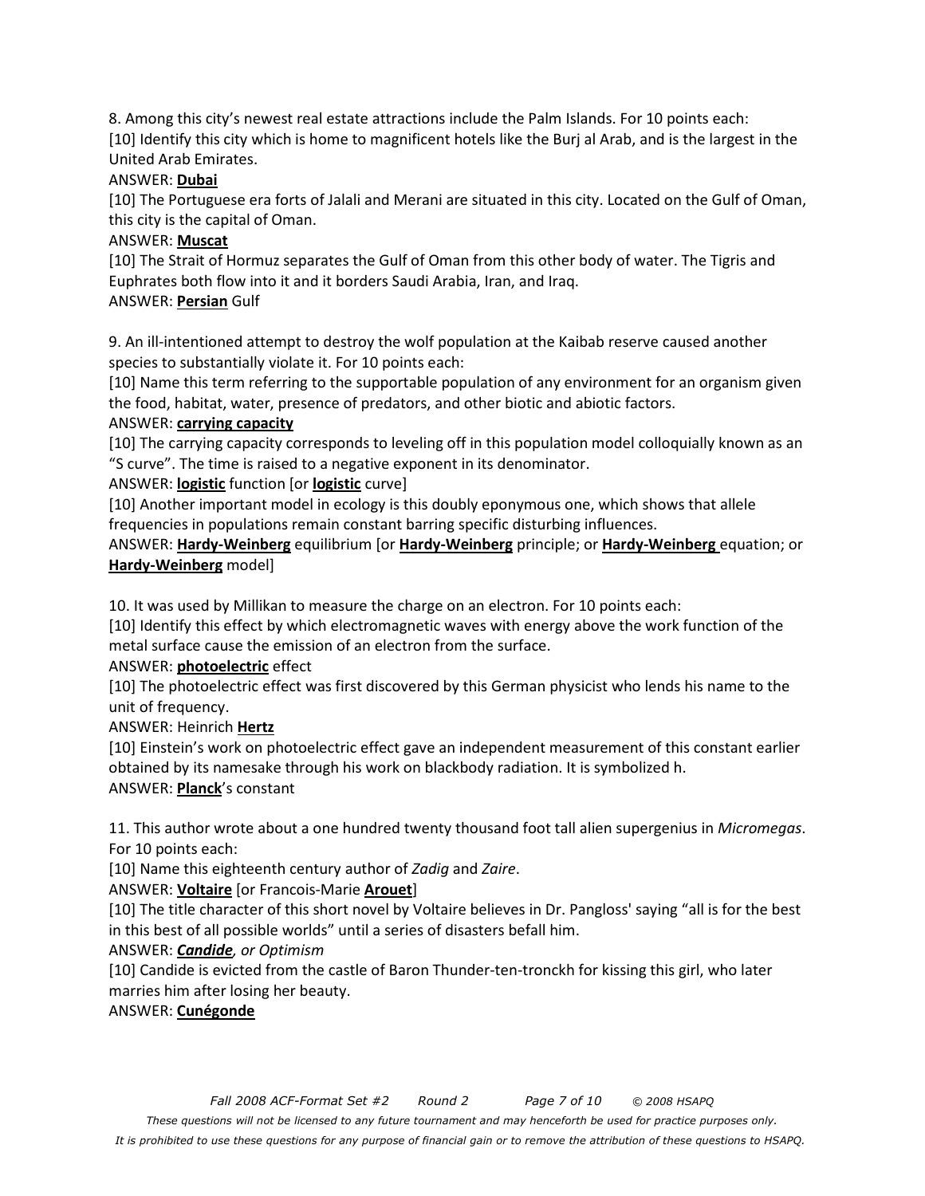8. Among this city's newest real estate attractions include the Palm Islands. For 10 points each:

[10] Identify this city which is home to magnificent hotels like the Burj al Arab, and is the largest in the United Arab Emirates.

ANSWER: **Dubai**

[10] The Portuguese era forts of Jalali and Merani are situated in this city. Located on the Gulf of Oman, this city is the capital of Oman.

ANSWER: **Muscat**

[10] The Strait of Hormuz separates the Gulf of Oman from this other body of water. The Tigris and Euphrates both flow into it and it borders Saudi Arabia, Iran, and Iraq.

ANSWER: **Persian** Gulf

9. An ill-intentioned attempt to destroy the wolf population at the Kaibab reserve caused another species to substantially violate it. For 10 points each:

[10] Name this term referring to the supportable population of any environment for an organism given the food, habitat, water, presence of predators, and other biotic and abiotic factors.

ANSWER: **carrying capacity**

[10] The carrying capacity corresponds to leveling off in this population model colloquially known as an "S curve". The time is raised to a negative exponent in its denominator.

ANSWER: **logistic** function [or **logistic** curve]

[10] Another important model in ecology is this doubly eponymous one, which shows that allele frequencies in populations remain constant barring specific disturbing influences.

ANSWER: **Hardy-Weinberg** equilibrium [or **Hardy-Weinberg** principle; or **Hardy-Weinberg** equation; or **Hardy-Weinberg** model]

10. It was used by Millikan to measure the charge on an electron. For 10 points each:

[10] Identify this effect by which electromagnetic waves with energy above the work function of the metal surface cause the emission of an electron from the surface.

ANSWER: **photoelectric** effect

[10] The photoelectric effect was first discovered by this German physicist who lends his name to the unit of frequency.

ANSWER: Heinrich **Hertz**

[10] Einstein's work on photoelectric effect gave an independent measurement of this constant earlier obtained by its namesake through his work on blackbody radiation. It is symbolized h.

ANSWER: **Planck**'s constant

11. This author wrote about a one hundred twenty thousand foot tall alien supergenius in *Micromegas*. For 10 points each:

[10] Name this eighteenth century author of *Zadig* and *Zaire*.

ANSWER: **Voltaire** [or Francois-Marie **Arouet**]

[10] The title character of this short novel by Voltaire believes in Dr. Pangloss' saying "all is for the best in this best of all possible worlds" until a series of disasters befall him.

ANSWER: ***Candide**, or Optimism*

[10] Candide is evicted from the castle of Baron Thunder-ten-tronckh for kissing this girl, who later marries him after losing her beauty.

ANSWER: **Cunégonde**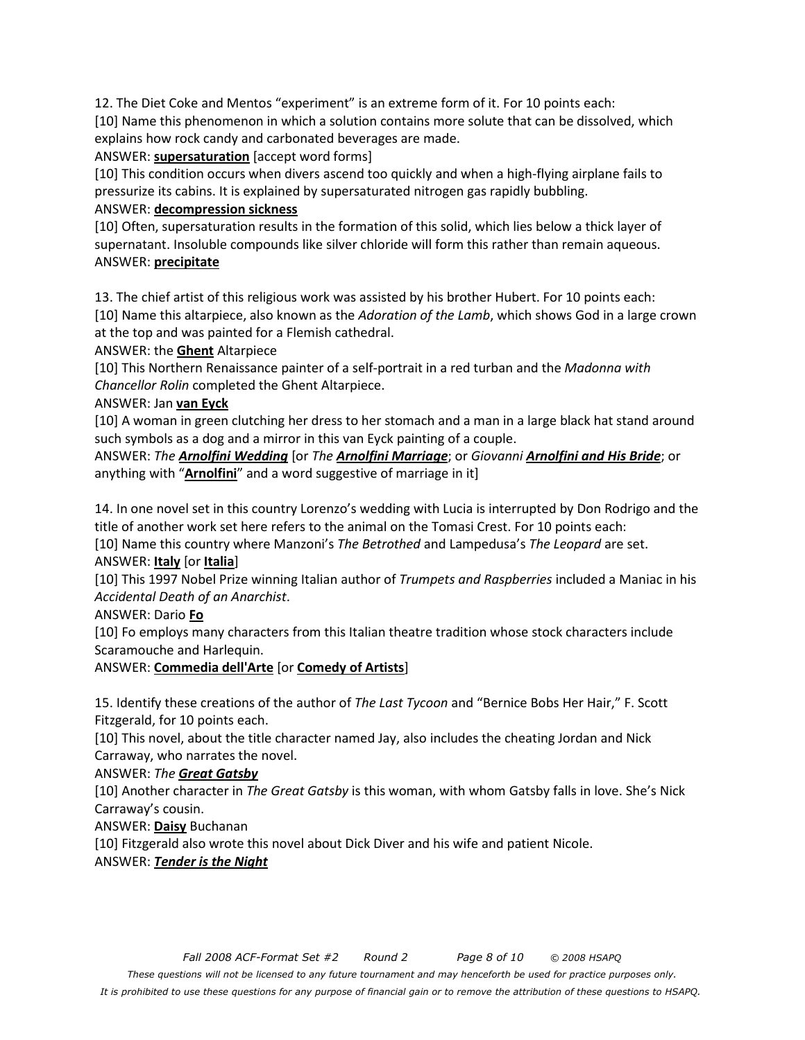12. The Diet Coke and Mentos "experiment" is an extreme form of it. For 10 points each:

[10] Name this phenomenon in which a solution contains more solute that can be dissolved, which explains how rock candy and carbonated beverages are made.

ANSWER: **supersaturation** [accept word forms]

[10] This condition occurs when divers ascend too quickly and when a high-flying airplane fails to pressurize its cabins. It is explained by supersaturated nitrogen gas rapidly bubbling.

ANSWER: **decompression sickness**

[10] Often, supersaturation results in the formation of this solid, which lies below a thick layer of supernatant. Insoluble compounds like silver chloride will form this rather than remain aqueous.

ANSWER: **precipitate**

13. The chief artist of this religious work was assisted by his brother Hubert. For 10 points each:

[10] Name this altarpiece, also known as the *Adoration of the Lamb*, which shows God in a large crown at the top and was painted for a Flemish cathedral.

ANSWER: the **Ghent** Altarpiece

[10] This Northern Renaissance painter of a self-portrait in a red turban and the *Madonna with Chancellor Rolin* completed the Ghent Altarpiece.

ANSWER: Jan **van Eyck**

[10] A woman in green clutching her dress to her stomach and a man in a large black hat stand around such symbols as a dog and a mirror in this van Eyck painting of a couple.

ANSWER: *The **Arnolfini Wedding*** [or *The **Arnolfini Marriage***; or *Giovanni **Arnolfini and His Bride***; or anything with "**Arnolfini**" and a word suggestive of marriage in it]

14. In one novel set in this country Lorenzo's wedding with Lucia is interrupted by Don Rodrigo and the title of another work set here refers to the animal on the Tomasi Crest. For 10 points each:

[10] Name this country where Manzoni's *The Betrothed* and Lampedusa's *The Leopard* are set.

ANSWER: **Italy** [or **Italia**]

[10] This 1997 Nobel Prize winning Italian author of *Trumpets and Raspberries* included a Maniac in his *Accidental Death of an Anarchist*.

ANSWER: Dario **Fo**

[10] Fo employs many characters from this Italian theatre tradition whose stock characters include Scaramouche and Harlequin.

ANSWER: **Commedia dell'Arte** [or **Comedy of Artists**]

15. Identify these creations of the author of *The Last Tycoon* and "Bernice Bobs Her Hair," F. Scott Fitzgerald, for 10 points each.

[10] This novel, about the title character named Jay, also includes the cheating Jordan and Nick Carraway, who narrates the novel.

ANSWER: *The **Great Gatsby***

[10] Another character in *The Great Gatsby* is this woman, with whom Gatsby falls in love. She's Nick Carraway's cousin.

ANSWER: **Daisy** Buchanan

[10] Fitzgerald also wrote this novel about Dick Diver and his wife and patient Nicole.

ANSWER: ***Tender is the Night***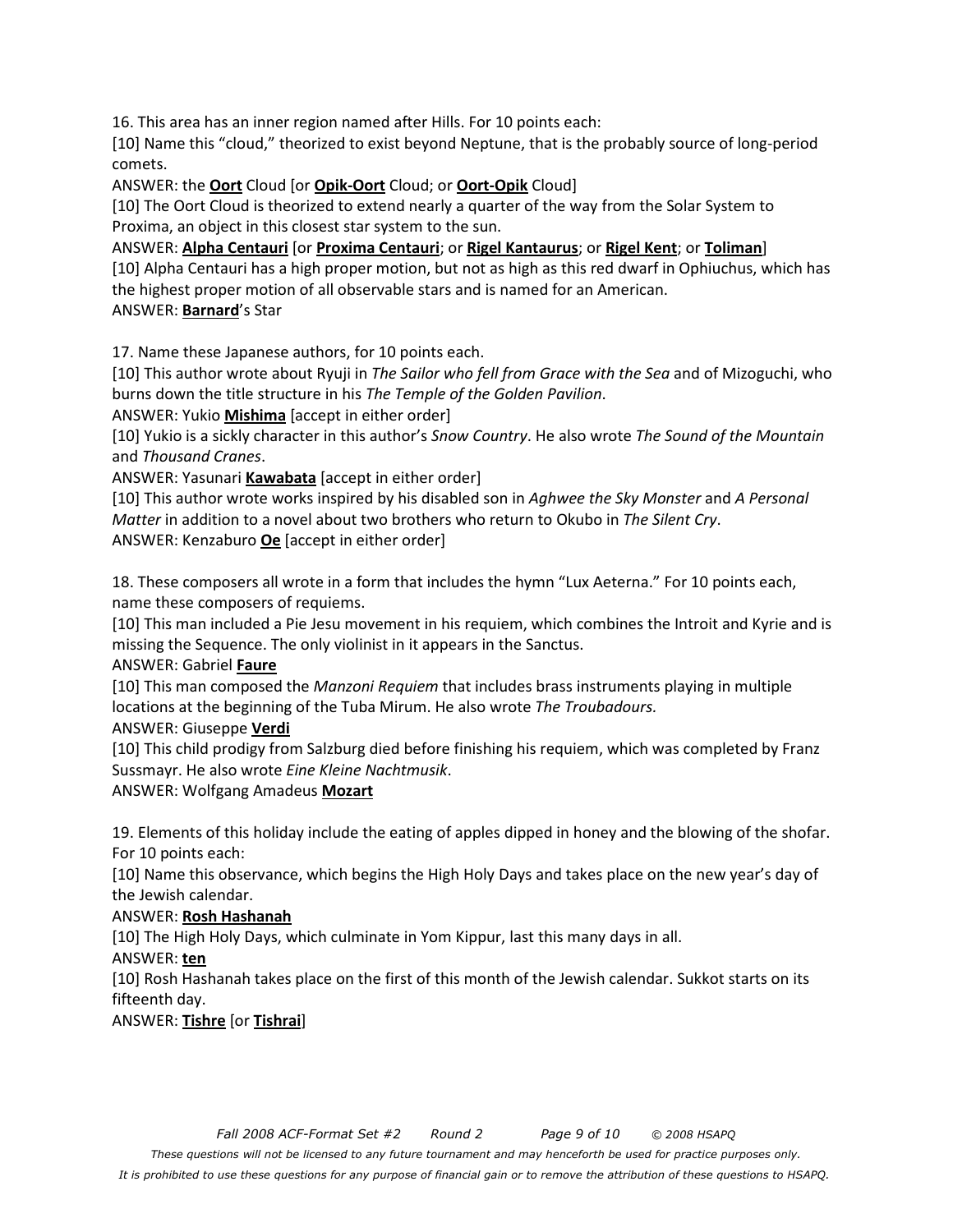16. This area has an inner region named after Hills. For 10 points each:

[10] Name this "cloud," theorized to exist beyond Neptune, that is the probably source of long-period comets.

ANSWER: the **Oort** Cloud [or **Opik-Oort** Cloud; or **Oort-Opik** Cloud]

[10] The Oort Cloud is theorized to extend nearly a quarter of the way from the Solar System to Proxima, an object in this closest star system to the sun.

ANSWER: **Alpha Centauri** [or **Proxima Centauri**; or **Rigel Kantaurus**; or **Rigel Kent**; or **Toliman**]

[10] Alpha Centauri has a high proper motion, but not as high as this red dwarf in Ophiuchus, which has the highest proper motion of all observable stars and is named for an American.

ANSWER: **Barnard**'s Star

17. Name these Japanese authors, for 10 points each.

[10] This author wrote about Ryuji in *The Sailor who fell from Grace with the Sea* and of Mizoguchi, who burns down the title structure in his *The Temple of the Golden Pavilion*.

ANSWER: Yukio **Mishima** [accept in either order]

[10] Yukio is a sickly character in this author's *Snow Country*. He also wrote *The Sound of the Mountain* and *Thousand Cranes*.

ANSWER: Yasunari **Kawabata** [accept in either order]

[10] This author wrote works inspired by his disabled son in *Aghwee the Sky Monster* and *A Personal Matter* in addition to a novel about two brothers who return to Okubo in *The Silent Cry*.

ANSWER: Kenzaburo **Oe** [accept in either order]

18. These composers all wrote in a form that includes the hymn "Lux Aeterna." For 10 points each, name these composers of requiems.

[10] This man included a Pie Jesu movement in his requiem, which combines the Introit and Kyrie and is missing the Sequence. The only violinist in it appears in the Sanctus.

ANSWER: Gabriel **Faure**

[10] This man composed the *Manzoni Requiem* that includes brass instruments playing in multiple locations at the beginning of the Tuba Mirum. He also wrote *The Troubadours.*

ANSWER: Giuseppe **Verdi**

[10] This child prodigy from Salzburg died before finishing his requiem, which was completed by Franz Sussmayr. He also wrote *Eine Kleine Nachtmusik*.

ANSWER: Wolfgang Amadeus **Mozart**

19. Elements of this holiday include the eating of apples dipped in honey and the blowing of the shofar. For 10 points each:

[10] Name this observance, which begins the High Holy Days and takes place on the new year's day of the Jewish calendar.

ANSWER: **Rosh Hashanah**

[10] The High Holy Days, which culminate in Yom Kippur, last this many days in all.

ANSWER: **ten**

[10] Rosh Hashanah takes place on the first of this month of the Jewish calendar. Sukkot starts on its fifteenth day.

ANSWER: **Tishre** [or **Tishrai**]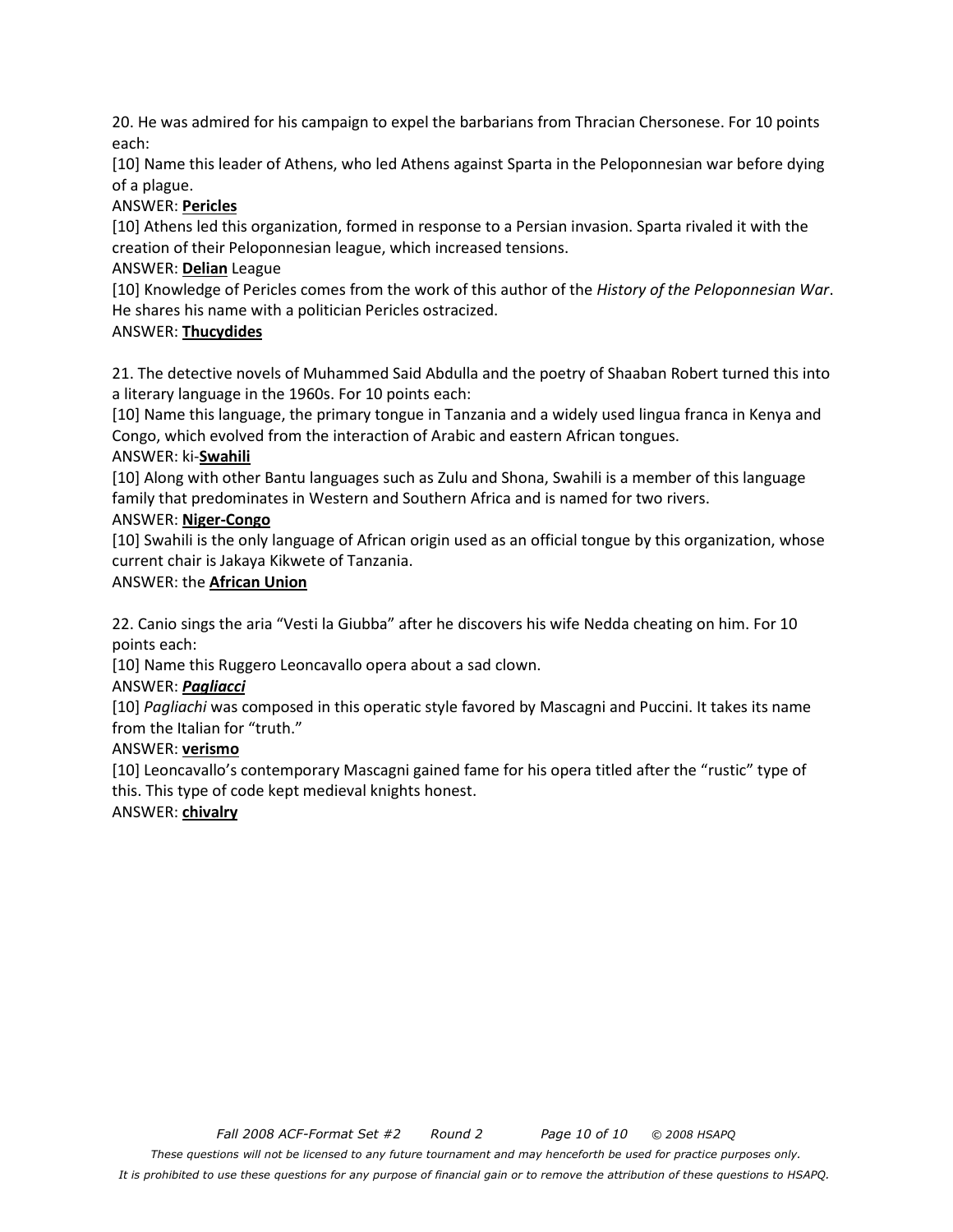20. He was admired for his campaign to expel the barbarians from Thracian Chersonese. For 10 points each:

[10] Name this leader of Athens, who led Athens against Sparta in the Peloponnesian war before dying of a plague.

ANSWER: **Pericles**

[10] Athens led this organization, formed in response to a Persian invasion. Sparta rivaled it with the creation of their Peloponnesian league, which increased tensions.

ANSWER: **Delian** League

[10] Knowledge of Pericles comes from the work of this author of the *History of the Peloponnesian War*. He shares his name with a politician Pericles ostracized.

ANSWER: **Thucydides**

21. The detective novels of Muhammed Said Abdulla and the poetry of Shaaban Robert turned this into a literary language in the 1960s. For 10 points each:

[10] Name this language, the primary tongue in Tanzania and a widely used lingua franca in Kenya and Congo, which evolved from the interaction of Arabic and eastern African tongues.

ANSWER: ki-**Swahili**

[10] Along with other Bantu languages such as Zulu and Shona, Swahili is a member of this language family that predominates in Western and Southern Africa and is named for two rivers.

ANSWER: **Niger-Congo**

[10] Swahili is the only language of African origin used as an official tongue by this organization, whose current chair is Jakaya Kikwete of Tanzania.

ANSWER: the **African Union**

22. Canio sings the aria "Vesti la Giubba" after he discovers his wife Nedda cheating on him. For 10 points each:

[10] Name this Ruggero Leoncavallo opera about a sad clown.

ANSWER: ***Pagliacci***

[10] *Pagliachi* was composed in this operatic style favored by Mascagni and Puccini. It takes its name from the Italian for "truth."

ANSWER: **verismo**

[10] Leoncavallo's contemporary Mascagni gained fame for his opera titled after the "rustic" type of this. This type of code kept medieval knights honest.

ANSWER: **chivalry**